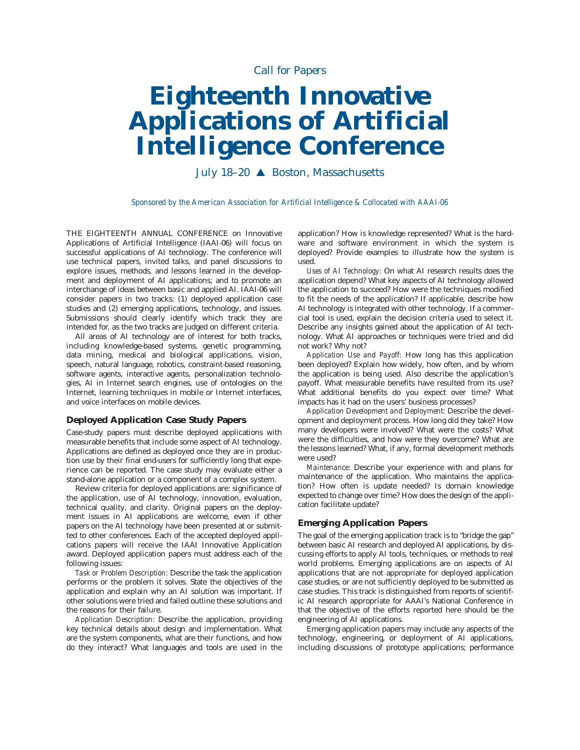Call for Papers

# Eighteenth Innovative Applications of Artificial Intelligence Conference

July 18–20 ▲ Boston, Massachusetts

*Sponsored by the American Association for Artificial Intelligence & Collocated with AAAI-06*

THE EIGHTEENTH ANNUAL CONFERENCE on Innovative Applications of Artificial Intelligence (IAAI-06) will focus on successful applications of AI technology. The conference will use technical papers, invited talks, and panel discussions to explore issues, methods, and lessons learned in the development and deployment of AI applications; and to promote an interchange of ideas between basic and applied AI. IAAI-06 will consider papers in two tracks: (1) deployed application case studies and (2) emerging applications, technology, and issues. Submissions should clearly identify which track they are intended for, as the two tracks are judged on different criteria.

All areas of AI technology are of interest for both tracks, including knowledge-based systems, genetic programming, data mining, medical and biological applications, vision, speech, natural language, robotics, constraint-based reasoning, software agents, interactive agents, personalization technologies, AI in Internet search engines, use of ontologies on the Internet, learning techniques in mobile or Internet interfaces, and voice interfaces on mobile devices.

## Deployed Application Case Study Papers

Case-study papers must describe deployed applications with measurable benefits that include some aspect of AI technology. Applications are defined as deployed once they are in production use by their final end-users for sufficiently long that experience can be reported. The case study may evaluate either a stand-alone application or a component of a complex system.

Review criteria for deployed applications are: significance of the application, use of AI technology, innovation, evaluation, technical quality, and clarity. Original papers on the deployment issues in AI applications are welcome, even if other papers on the AI technology have been presented at or submitted to other conferences. Each of the accepted deployed applications papers will receive the IAAI Innovative Application award. Deployed application papers must address each of the following issues:

*Task or Problem Description:* Describe the task the application performs or the problem it solves. State the objectives of the application and explain why an AI solution was important. If other solutions were tried and failed outline these solutions and the reasons for their failure.

*Application Description:* Describe the application, providing key technical details about design and implementation. What are the system components, what are their functions, and how do they interact? What languages and tools are used in the application? How is knowledge represented? What is the hardware and software environment in which the system is deployed? Provide examples to illustrate how the system is used.

*Uses of AI Technology:* On what AI research results does the application depend? What key aspects of AI technology allowed the application to succeed? How were the techniques modified to fit the needs of the application? If applicable, describe how AI technology is integrated with other technology. If a commercial tool is used, explain the decision criteria used to select it. Describe any insights gained about the application of AI technology. What AI approaches or techniques were tried and did not work? Why not?

*Application Use and Payoff:* How long has this application been deployed? Explain how widely, how often, and by whom the application is being used. Also describe the application's payoff. What measurable benefits have resulted from its use? What additional benefits do you expect over time? What impacts has it had on the users' business processes?

*Application Development and Deployment:* Describe the development and deployment process. How long did they take? How many developers were involved? What were the costs? What were the difficulties, and how were they overcome? What are the lessons learned? What, if any, formal development methods were used?

*Maintenance:* Describe your experience with and plans for maintenance of the application. Who maintains the application? How often is update needed? Is domain knowledge expected to change over time? How does the design of the application facilitate update?

## Emerging Application Papers

The goal of the emerging application track is to "bridge the gap" between basic AI research and deployed AI applications, by discussing efforts to apply AI tools, techniques, or methods to real world problems. Emerging applications are on aspects of AI applications that are not appropriate for deployed application case studies, or are not sufficiently deployed to be submitted as case studies. This track is distinguished from reports of scientific AI research appropriate for AAAI's National Conference in that the objective of the efforts reported here should be the engineering of AI applications.

Emerging application papers may include any aspects of the technology, engineering, or deployment of AI applications, including discussions of prototype applications; performance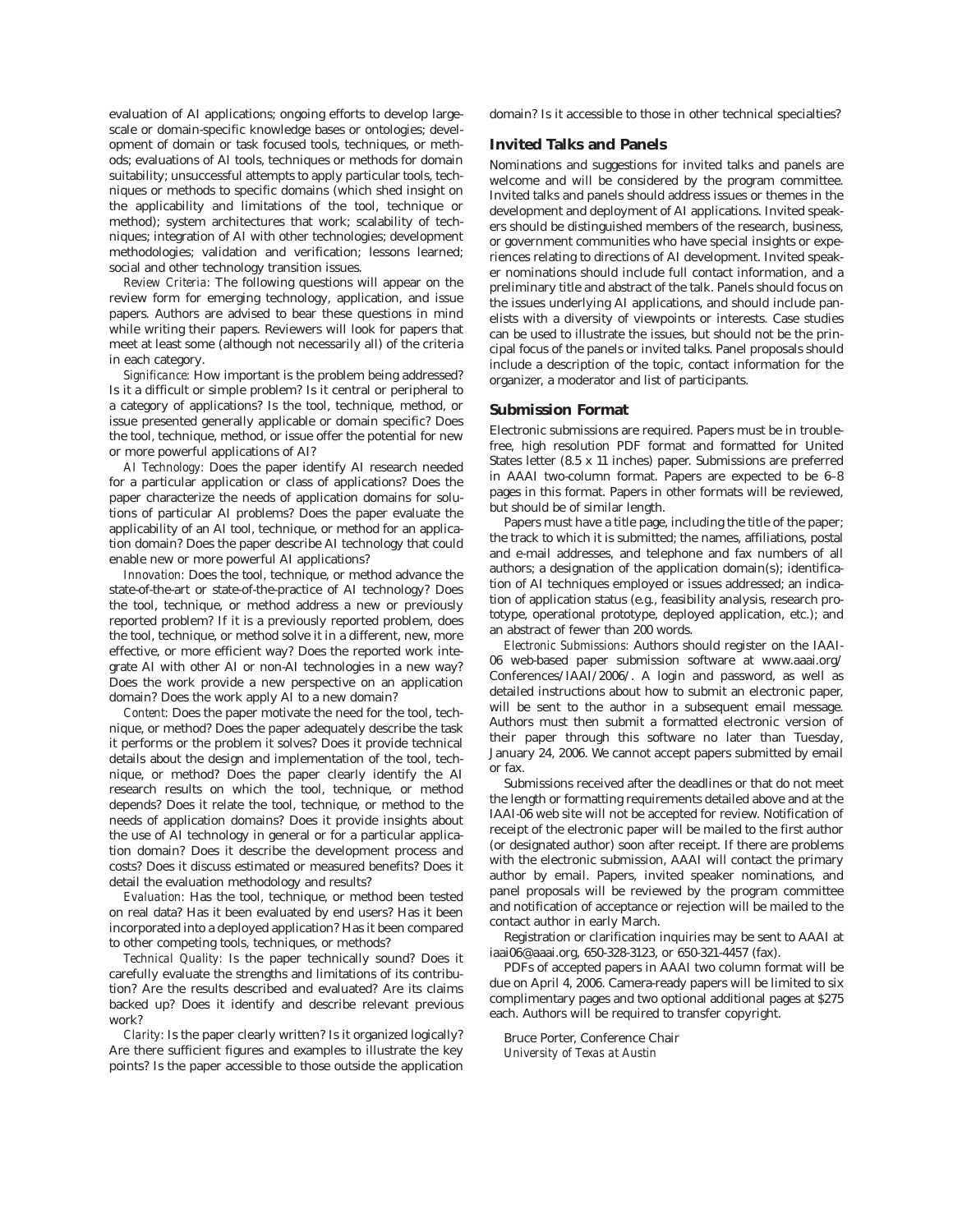evaluation of AI applications; ongoing efforts to develop large-scale or domain-specific knowledge bases or ontologies; development of domain or task focused tools, techniques, or methods; evaluations of AI tools, techniques or methods for domain suitability; unsuccessful attempts to apply particular tools, techniques or methods to specific domains (which shed insight on the applicability and limitations of the tool, technique or method); system architectures that work; scalability of techniques; integration of AI with other technologies; development methodologies; validation and verification; lessons learned; social and other technology transition issues.

*Review Criteria:* The following questions will appear on the review form for emerging technology, application, and issue papers. Authors are advised to bear these questions in mind while writing their papers. Reviewers will look for papers that meet at least some (although not necessarily all) of the criteria in each category.

*Significance:* How important is the problem being addressed? Is it a difficult or simple problem? Is it central or peripheral to a category of applications? Is the tool, technique, method, or issue presented generally applicable or domain specific? Does the tool, technique, method, or issue offer the potential for new or more powerful applications of AI?

*AI Technology:* Does the paper identify AI research needed for a particular application or class of applications? Does the paper characterize the needs of application domains for solutions of particular AI problems? Does the paper evaluate the applicability of an AI tool, technique, or method for an application domain? Does the paper describe AI technology that could enable new or more powerful AI applications?

*Innovation:* Does the tool, technique, or method advance the state-of-the-art or state-of-the-practice of AI technology? Does the tool, technique, or method address a new or previously reported problem? If it is a previously reported problem, does the tool, technique, or method solve it in a different, new, more effective, or more efficient way? Does the reported work integrate AI with other AI or non-AI technologies in a new way? Does the work provide a new perspective on an application domain? Does the work apply AI to a new domain?

*Content:* Does the paper motivate the need for the tool, technique, or method? Does the paper adequately describe the task it performs or the problem it solves? Does it provide technical details about the design and implementation of the tool, technique, or method? Does the paper clearly identify the AI research results on which the tool, technique, or method depends? Does it relate the tool, technique, or method to the needs of application domains? Does it provide insights about the use of AI technology in general or for a particular application domain? Does it describe the development process and costs? Does it discuss estimated or measured benefits? Does it detail the evaluation methodology and results?

*Evaluation:* Has the tool, technique, or method been tested on real data? Has it been evaluated by end users? Has it been incorporated into a deployed application? Has it been compared to other competing tools, techniques, or methods?

*Technical Quality:* Is the paper technically sound? Does it carefully evaluate the strengths and limitations of its contribution? Are the results described and evaluated? Are its claims backed up? Does it identify and describe relevant previous work?

*Clarity:* Is the paper clearly written? Is it organized logically? Are there sufficient figures and examples to illustrate the key points? Is the paper accessible to those outside the application domain? Is it accessible to those in other technical specialties?

## Invited Talks and Panels

Nominations and suggestions for invited talks and panels are welcome and will be considered by the program committee. Invited talks and panels should address issues or themes in the development and deployment of AI applications. Invited speakers should be distinguished members of the research, business, or government communities who have special insights or experiences relating to directions of AI development. Invited speaker nominations should include full contact information, and a preliminary title and abstract of the talk. Panels should focus on the issues underlying AI applications, and should include panelists with a diversity of viewpoints or interests. Case studies can be used to illustrate the issues, but should not be the principal focus of the panels or invited talks. Panel proposals should include a description of the topic, contact information for the organizer, a moderator and list of participants.

## Submission Format

Electronic submissions are required. Papers must be in trouble-free, high resolution PDF format and formatted for United States letter (8.5 x 11 inches) paper. Submissions are preferred in AAAI two-column format. Papers are expected to be 6–8 pages in this format. Papers in other formats will be reviewed, but should be of similar length.

Papers must have a title page, including the title of the paper; the track to which it is submitted; the names, affiliations, postal and e-mail addresses, and telephone and fax numbers of all authors; a designation of the application domain(s); identification of AI techniques employed or issues addressed; an indication of application status (e.g., feasibility analysis, research prototype, operational prototype, deployed application, etc.); and an abstract of fewer than 200 words.

*Electronic Submissions:* Authors should register on the IAAI-06 web-based paper submission software at www.aaai.org/Conferences/IAAI/2006/. A login and password, as well as detailed instructions about how to submit an electronic paper, will be sent to the author in a subsequent email message. Authors must then submit a formatted electronic version of their paper through this software no later than Tuesday, January 24, 2006. We cannot accept papers submitted by email or fax.

Submissions received after the deadlines or that do not meet the length or formatting requirements detailed above and at the IAAI-06 web site will not be accepted for review. Notification of receipt of the electronic paper will be mailed to the first author (or designated author) soon after receipt. If there are problems with the electronic submission, AAAI will contact the primary author by email. Papers, invited speaker nominations, and panel proposals will be reviewed by the program committee and notification of acceptance or rejection will be mailed to the contact author in early March.

Registration or clarification inquiries may be sent to AAAI at iaai06@aaai.org, 650-328-3123, or 650-321-4457 (fax).

PDFs of accepted papers in AAAI two column format will be due on April 4, 2006. Camera-ready papers will be limited to six complimentary pages and two optional additional pages at $275 each. Authors will be required to transfer copyright.

Bruce Porter, Conference Chair
*University of Texas at Austin*